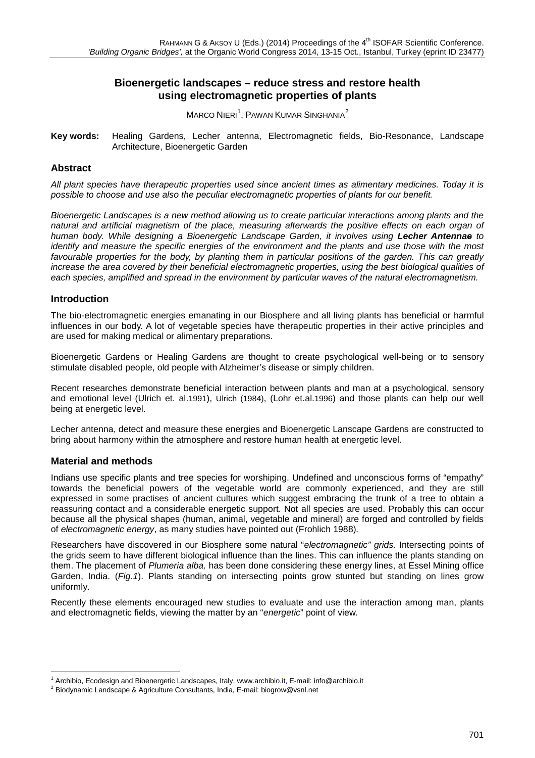# Bioenergetic landscapes – reduce stress and restore health using electromagnetic properties of plants

MARCO NIERI[1], PAWAN KUMAR SINGHANIA[2]

**Key words:** Healing Gardens, Lecher antenna, Electromagnetic fields, Bio-Resonance, Landscape Architecture, Bioenergetic Garden

## Abstract

*All plant species have therapeutic properties used since ancient times as alimentary medicines. Today it is possible to choose and use also the peculiar electromagnetic properties of plants for our benefit.*

*Bioenergetic Landscapes is a new method allowing us to create particular interactions among plants and the natural and artificial magnetism of the place, measuring afterwards the positive effects on each organ of human body. While designing a Bioenergetic Landscape Garden, it involves using* ***Lecher Antennae*** *to identify and measure the specific energies of the environment and the plants and use those with the most favourable properties for the body, by planting them in particular positions of the garden. This can greatly increase the area covered by their beneficial electromagnetic properties, using the best biological qualities of each species, amplified and spread in the environment by particular waves of the natural electromagnetism.*

## Introduction

The bio-electromagnetic energies emanating in our Biosphere and all living plants has beneficial or harmful influences in our body. A lot of vegetable species have therapeutic properties in their active principles and are used for making medical or alimentary preparations.

Bioenergetic Gardens or Healing Gardens are thought to create psychological well-being or to sensory stimulate disabled people, old people with Alzheimer's disease or simply children.

Recent researches demonstrate beneficial interaction between plants and man at a psychological, sensory and emotional level (Ulrich et. al.1991), Ulrich (1984), (Lohr et.al.1996) and those plants can help our well being at energetic level.

Lecher antenna, detect and measure these energies and Bioenergetic Lanscape Gardens are constructed to bring about harmony within the atmosphere and restore human health at energetic level.

## Material and methods

Indians use specific plants and tree species for worshiping. Undefined and unconscious forms of "empathy" towards the beneficial powers of the vegetable world are commonly experienced, and they are still expressed in some practises of ancient cultures which suggest embracing the trunk of a tree to obtain a reassuring contact and a considerable energetic support. Not all species are used. Probably this can occur because all the physical shapes (human, animal, vegetable and mineral) are forged and controlled by fields of *electromagnetic energy*, as many studies have pointed out (Frohlich 1988).

Researchers have discovered in our Biosphere some natural "*electromagnetic" grids.* Intersecting points of the grids seem to have different biological influence than the lines. This can influence the plants standing on them. The placement of *Plumeria alba,* has been done considering these energy lines, at Essel Mining office Garden, India. (*Fig.1*). Plants standing on intersecting points grow stunted but standing on lines grow uniformly.

Recently these elements encouraged new studies to evaluate and use the interaction among man, plants and electromagnetic fields, viewing the matter by an "*energetic*" point of view.

[1] Archibio, Ecodesign and Bioenergetic Landscapes, Italy. www.archibio.it, E-mail: info@archibio.it

[2] Biodynamic Landscape & Agriculture Consultants, India, E-mail: biogrow@vsnl.net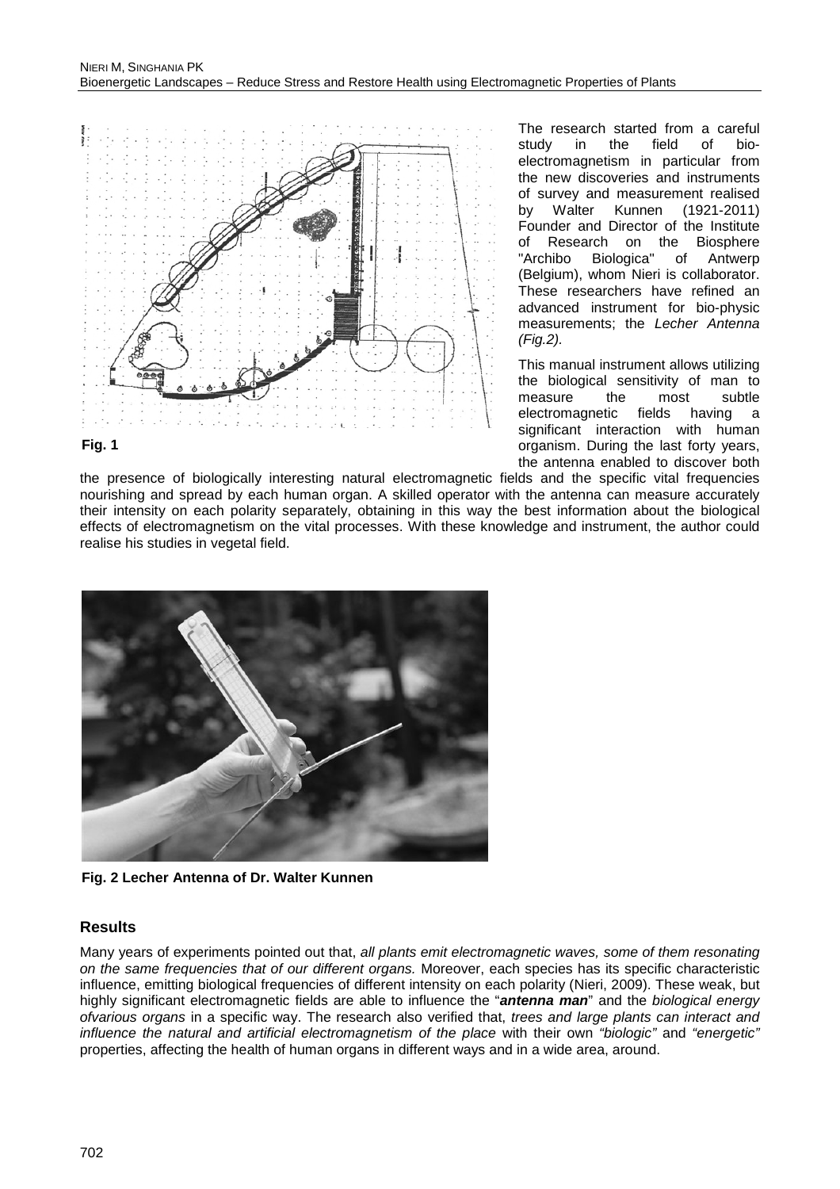The research started from a careful study in the field of bio-electromagnetism in particular from the new discoveries and instruments of survey and measurement realised by Walter Kunnen (1921-2011) Founder and Director of the Institute of Research on the Biosphere "Archibo Biologica" of Antwerp (Belgium), whom Nieri is collaborator. These researchers have refined an advanced instrument for bio-physic measurements; the *Lecher Antenna (Fig.2).*

**Fig. 1**

This manual instrument allows utilizing the biological sensitivity of man to measure the most subtle electromagnetic fields having a significant interaction with human organism. During the last forty years, the antenna enabled to discover both the presence of biologically interesting natural electromagnetic fields and the specific vital frequencies nourishing and spread by each human organ. A skilled operator with the antenna can measure accurately their intensity on each polarity separately, obtaining in this way the best information about the biological effects of electromagnetism on the vital processes. With these knowledge and instrument, the author could realise his studies in vegetal field.

**Fig. 2 Lecher Antenna of Dr. Walter Kunnen**

## Results

Many years of experiments pointed out that, *all plants emit electromagnetic waves, some of them resonating on the same frequencies that of our different organs.* Moreover, each species has its specific characteristic influence, emitting biological frequencies of different intensity on each polarity (Nieri, 2009). These weak, but highly significant electromagnetic fields are able to influence the "***antenna man***" and the *biological energy ofvarious organs* in a specific way. The research also verified that, *trees and large plants can interact and influence the natural and artificial electromagnetism of the place* with their own *"biologic"* and *"energetic"* properties, affecting the health of human organs in different ways and in a wide area, around.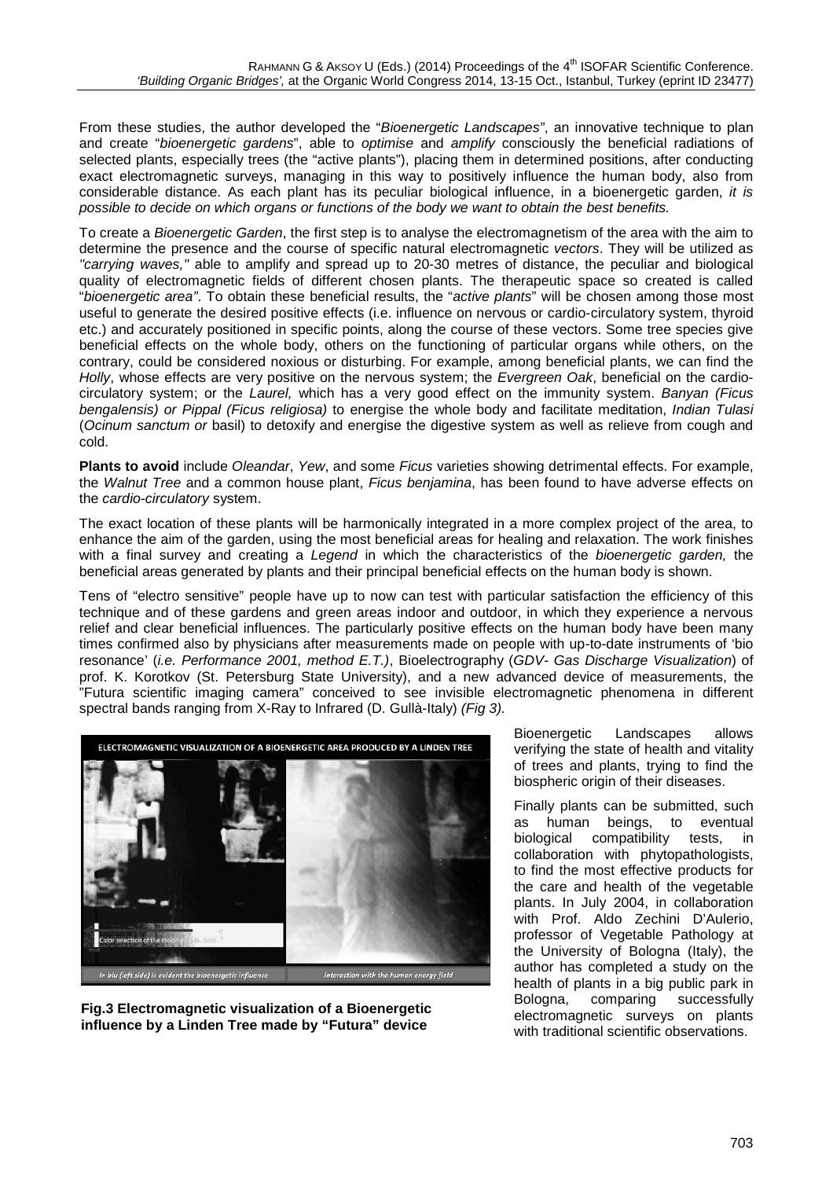From these studies, the author developed the "*Bioenergetic Landscapes*", an innovative technique to plan and create "*bioenergetic gardens*", able to *optimise* and *amplify* consciously the beneficial radiations of selected plants, especially trees (the "active plants"), placing them in determined positions, after conducting exact electromagnetic surveys, managing in this way to positively influence the human body, also from considerable distance. As each plant has its peculiar biological influence, in a bioenergetic garden, *it is possible to decide on which organs or functions of the body we want to obtain the best benefits.*

To create a *Bioenergetic Garden*, the first step is to analyse the electromagnetism of the area with the aim to determine the presence and the course of specific natural electromagnetic *vectors*. They will be utilized as *"carrying waves,"* able to amplify and spread up to 20-30 metres of distance, the peculiar and biological quality of electromagnetic fields of different chosen plants. The therapeutic space so created is called "*bioenergetic area*". To obtain these beneficial results, the "*active plants*" will be chosen among those most useful to generate the desired positive effects (i.e. influence on nervous or cardio-circulatory system, thyroid etc.) and accurately positioned in specific points, along the course of these vectors. Some tree species give beneficial effects on the whole body, others on the functioning of particular organs while others, on the contrary, could be considered noxious or disturbing. For example, among beneficial plants, we can find the *Holly*, whose effects are very positive on the nervous system; the *Evergreen Oak*, beneficial on the cardio-circulatory system; or the *Laurel,* which has a very good effect on the immunity system. *Banyan (Ficus bengalensis) or Pippal (Ficus religiosa)* to energise the whole body and facilitate meditation, *Indian Tulasi* (*Ocinum sanctum or* basil) to detoxify and energise the digestive system as well as relieve from cough and cold.

**Plants to avoid** include *Oleandar*, *Yew*, and some *Ficus* varieties showing detrimental effects. For example, the *Walnut Tree* and a common house plant, *Ficus benjamina*, has been found to have adverse effects on the *cardio-circulatory* system.

The exact location of these plants will be harmonically integrated in a more complex project of the area, to enhance the aim of the garden, using the most beneficial areas for healing and relaxation. The work finishes with a final survey and creating a *Legend* in which the characteristics of the *bioenergetic garden,* the beneficial areas generated by plants and their principal beneficial effects on the human body is shown.

Tens of "electro sensitive" people have up to now can test with particular satisfaction the efficiency of this technique and of these gardens and green areas indoor and outdoor, in which they experience a nervous relief and clear beneficial influences. The particularly positive effects on the human body have been many times confirmed also by physicians after measurements made on people with up-to-date instruments of 'bio resonance' (*i.e. Performance 2001, method E.T.)*, Bioelectrography (*GDV- Gas Discharge Visualization*) of prof. K. Korotkov (St. Petersburg State University), and a new advanced device of measurements, the "Futura scientific imaging camera" conceived to see invisible electromagnetic phenomena in different spectral bands ranging from X-Ray to Infrared (D. Gullà-Italy) *(Fig 3).*

ELECTROMAGNETIC VISUALIZATION OF A BIOENERGETIC AREA PRODUCED BY A LINDEN TREE

In blu (left side) is evident the bioenergetic influence — interaction with the human energy field

**Fig.3 Electromagnetic visualization of a Bioenergetic influence by a Linden Tree made by "Futura" device**

Bioenergetic Landscapes allows verifying the state of health and vitality of trees and plants, trying to find the biospheric origin of their diseases.

Finally plants can be submitted, such as human beings, to eventual biological compatibility tests, in collaboration with phytopathologists, to find the most effective products for the care and health of the vegetable plants. In July 2004, in collaboration with Prof. Aldo Zechini D'Aulerio, professor of Vegetable Pathology at the University of Bologna (Italy), the author has completed a study on the health of plants in a big public park in Bologna, comparing successfully electromagnetic surveys on plants with traditional scientific observations.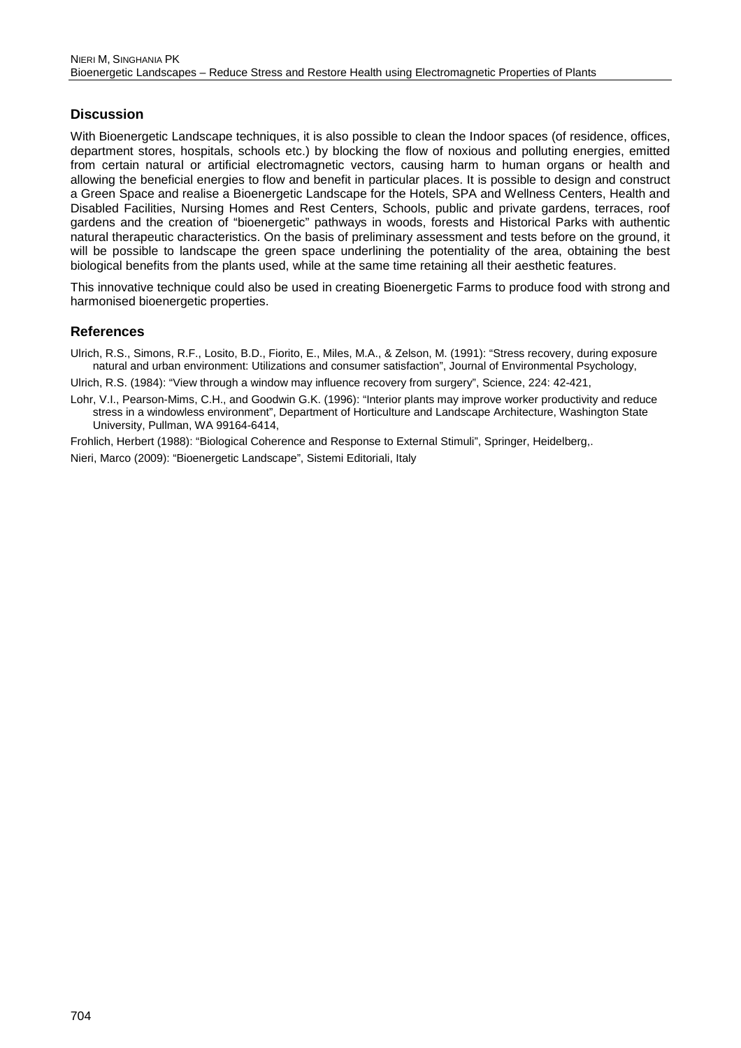## Discussion

With Bioenergetic Landscape techniques, it is also possible to clean the Indoor spaces (of residence, offices, department stores, hospitals, schools etc.) by blocking the flow of noxious and polluting energies, emitted from certain natural or artificial electromagnetic vectors, causing harm to human organs or health and allowing the beneficial energies to flow and benefit in particular places. It is possible to design and construct a Green Space and realise a Bioenergetic Landscape for the Hotels, SPA and Wellness Centers, Health and Disabled Facilities, Nursing Homes and Rest Centers, Schools, public and private gardens, terraces, roof gardens and the creation of "bioenergetic" pathways in woods, forests and Historical Parks with authentic natural therapeutic characteristics. On the basis of preliminary assessment and tests before on the ground, it will be possible to landscape the green space underlining the potentiality of the area, obtaining the best biological benefits from the plants used, while at the same time retaining all their aesthetic features.

This innovative technique could also be used in creating Bioenergetic Farms to produce food with strong and harmonised bioenergetic properties.

## References

Ulrich, R.S., Simons, R.F., Losito, B.D., Fiorito, E., Miles, M.A., & Zelson, M. (1991): "Stress recovery, during exposure natural and urban environment: Utilizations and consumer satisfaction", Journal of Environmental Psychology,

Ulrich, R.S. (1984): "View through a window may influence recovery from surgery", Science, 224: 42-421,

Lohr, V.I., Pearson-Mims, C.H., and Goodwin G.K. (1996): "Interior plants may improve worker productivity and reduce stress in a windowless environment", Department of Horticulture and Landscape Architecture, Washington State University, Pullman, WA 99164-6414,

Frohlich, Herbert (1988): "Biological Coherence and Response to External Stimuli", Springer, Heidelberg,.

Nieri, Marco (2009): "Bioenergetic Landscape", Sistemi Editoriali, Italy